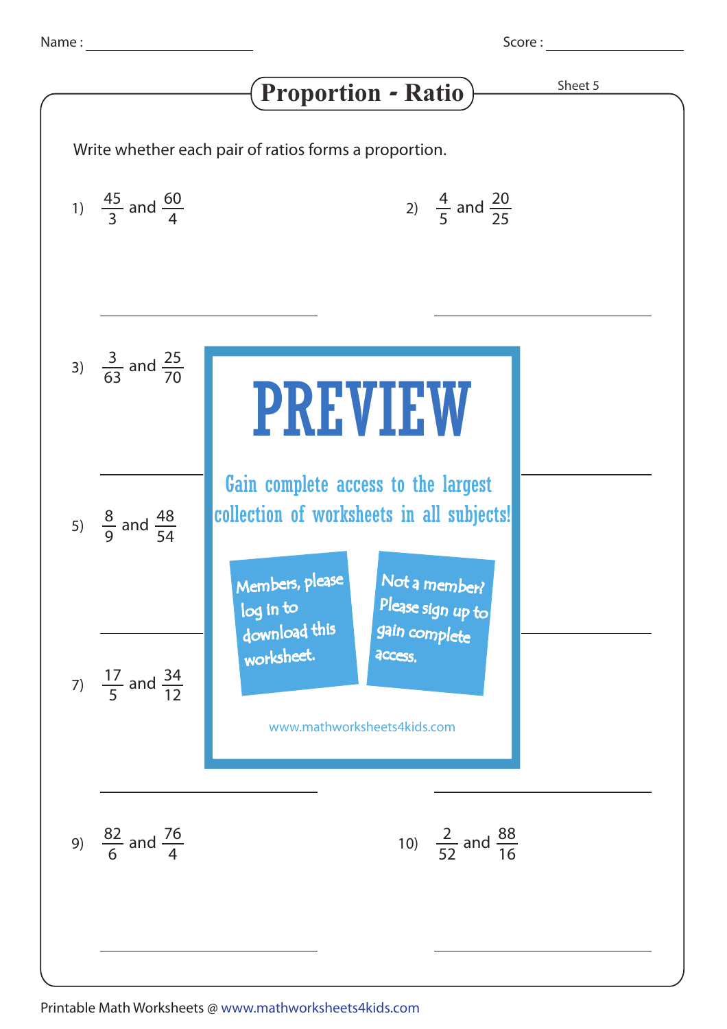Name : ______________________ Score : ________________

# Proportion - Ratio

Sheet 5

Write whether each pair of ratios forms a proportion.

1) $\frac{45}{3}$ and $\frac{60}{4}$

______________________

2) $\frac{4}{5}$ and $\frac{20}{25}$

______________________

3) $\frac{3}{63}$ and $\frac{25}{70}$

______________________

5) $\frac{8}{9}$ and $\frac{48}{54}$

______________________

7) $\frac{17}{5}$ and $\frac{34}{12}$

______________________

**PREVIEW**

Gain complete access to the largest collection of worksheets in all subjects!

Members, please log in to download this worksheet.

Not a member? Please sign up to gain complete access.

www.mathworksheets4kids.com

9) $\frac{82}{6}$ and $\frac{76}{4}$

______________________

10) $\frac{2}{52}$ and $\frac{88}{16}$

______________________

Printable Math Worksheets @ www.mathworksheets4kids.com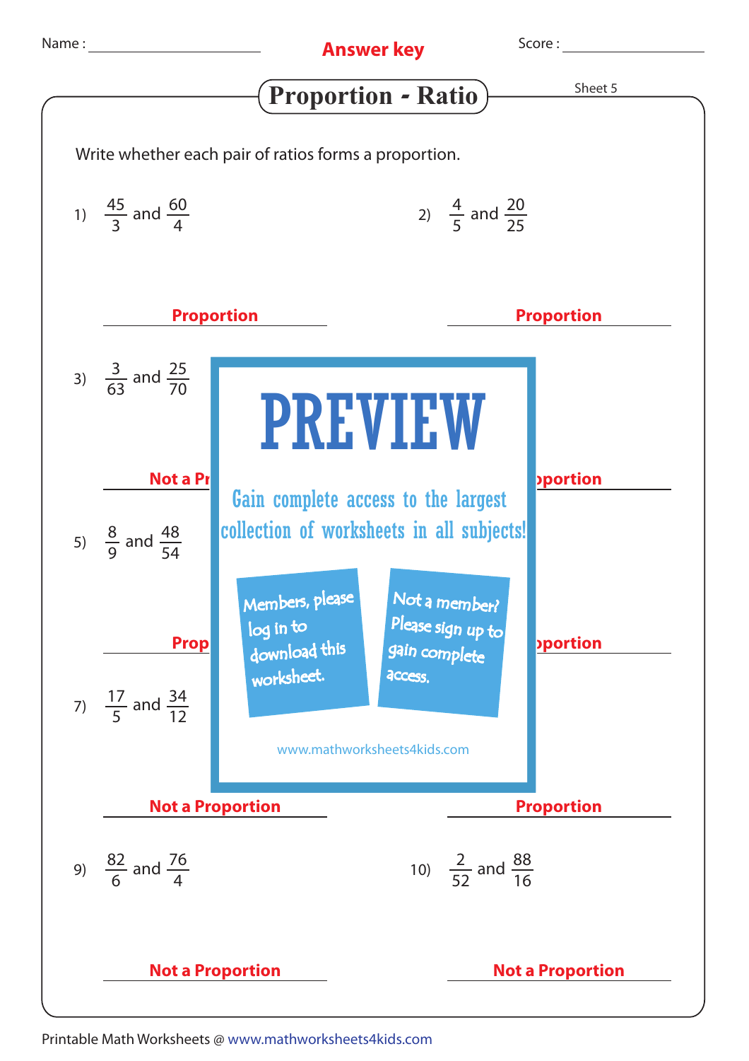Name : Answer key Score :

# Proportion - Ratio

Sheet 5

Write whether each pair of ratios forms a proportion.

1) $\frac{45}{3}$ and $\frac{60}{4}$

**Proportion**

2) $\frac{4}{5}$ and $\frac{20}{25}$

**Proportion**

3) $\frac{3}{63}$ and $\frac{25}{70}$

**Not a Pr**

**oportion**

PREVIEW

Gain complete access to the largest collection of worksheets in all subjects!

Members, please log in to download this worksheet.

Not a member? Please sign up to gain complete access.

www.mathworksheets4kids.com

5) $\frac{8}{9}$ and $\frac{48}{54}$

**Prop**

**oportion**

7) $\frac{17}{5}$ and $\frac{34}{12}$

**Not a Proportion**

**Proportion**

9) $\frac{82}{6}$ and $\frac{76}{4}$

**Not a Proportion**

10) $\frac{2}{52}$ and $\frac{88}{16}$

**Not a Proportion**

Printable Math Worksheets @ www.mathworksheets4kids.com